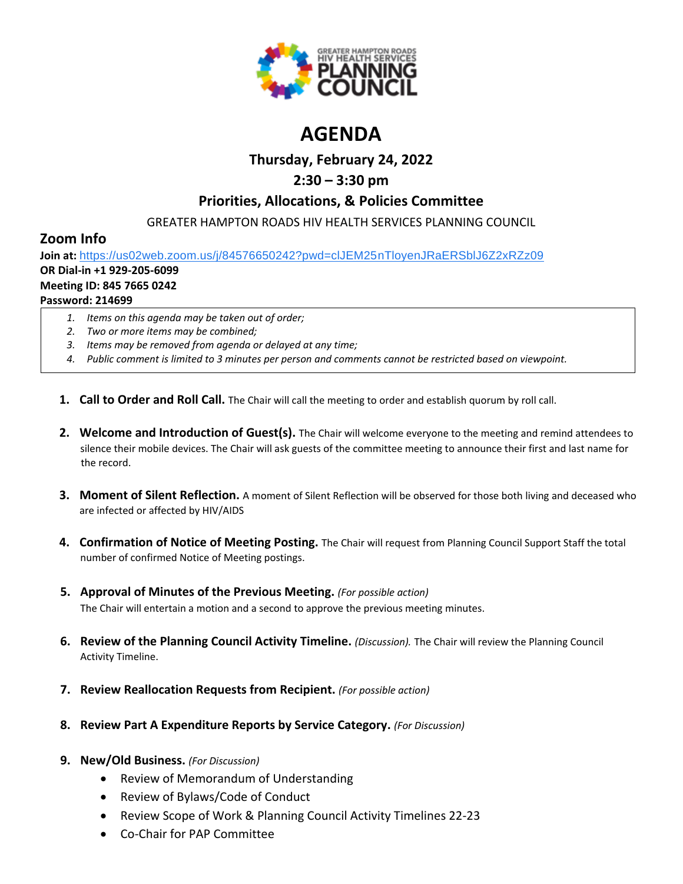# AGENDA

## Thursday, February 24, 2022

## 2:30 – 3:30 pm

## Priorities, Allocations, & Policies Committee

GREATER HAMPTON ROADS HIV HEALTH SERVICES PLANNING COUNCIL

### Zoom Info

**Join at:** https://us02web.zoom.us/j/84576650242?pwd=clJEM25nTloyenJRaERSblJ6Z2xRZz09
**OR Dial-in +1 929-205-6099**
**Meeting ID: 845 7665 0242**
**Password: 214699**

1. *Items on this agenda may be taken out of order;*
2. *Two or more items may be combined;*
3. *Items may be removed from agenda or delayed at any time;*
4. *Public comment is limited to 3 minutes per person and comments cannot be restricted based on viewpoint.*

1. **Call to Order and Roll Call.** The Chair will call the meeting to order and establish quorum by roll call.

2. **Welcome and Introduction of Guest(s).** The Chair will welcome everyone to the meeting and remind attendees to silence their mobile devices. The Chair will ask guests of the committee meeting to announce their first and last name for the record.

3. **Moment of Silent Reflection.** A moment of Silent Reflection will be observed for those both living and deceased who are infected or affected by HIV/AIDS

4. **Confirmation of Notice of Meeting Posting.** The Chair will request from Planning Council Support Staff the total number of confirmed Notice of Meeting postings.

5. **Approval of Minutes of the Previous Meeting.** *(For possible action)*
   The Chair will entertain a motion and a second to approve the previous meeting minutes.

6. **Review of the Planning Council Activity Timeline.** *(Discussion).* The Chair will review the Planning Council Activity Timeline.

7. **Review Reallocation Requests from Recipient.** *(For possible action)*

8. **Review Part A Expenditure Reports by Service Category.** *(For Discussion)*

9. **New/Old Business.** *(For Discussion)*
   - Review of Memorandum of Understanding
   - Review of Bylaws/Code of Conduct
   - Review Scope of Work & Planning Council Activity Timelines 22-23
   - Co-Chair for PAP Committee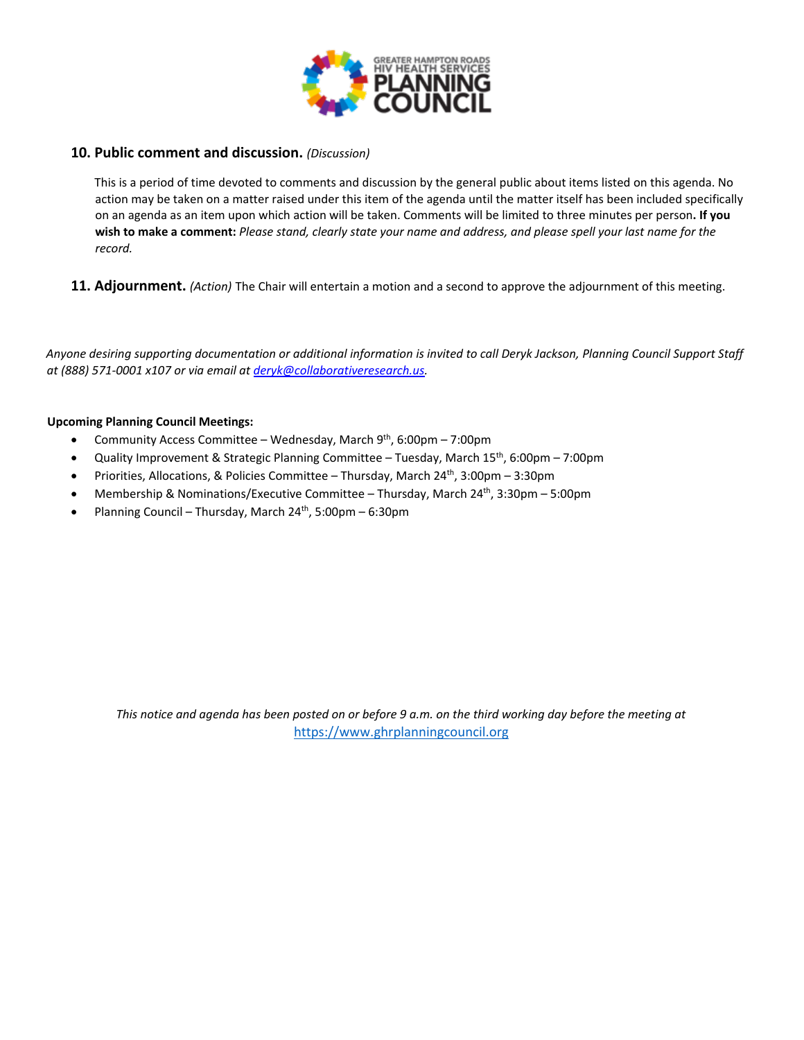**10. Public comment and discussion.** *(Discussion)*

This is a period of time devoted to comments and discussion by the general public about items listed on this agenda. No action may be taken on a matter raised under this item of the agenda until the matter itself has been included specifically on an agenda as an item upon which action will be taken. Comments will be limited to three minutes per person**. If you wish to make a comment:** *Please stand, clearly state your name and address, and please spell your last name for the record.*

**11. Adjournment.** *(Action)* The Chair will entertain a motion and a second to approve the adjournment of this meeting.

*Anyone desiring supporting documentation or additional information is invited to call Deryk Jackson, Planning Council Support Staff at (888) 571-0001 x107 or via email at [deryk@collaborativeresearch.us](mailto:deryk@collaborativeresearch.us).*

**Upcoming Planning Council Meetings:**

- Community Access Committee – Wednesday, March 9th, 6:00pm – 7:00pm
- Quality Improvement & Strategic Planning Committee – Tuesday, March 15th, 6:00pm – 7:00pm
- Priorities, Allocations, & Policies Committee – Thursday, March 24th, 3:00pm – 3:30pm
- Membership & Nominations/Executive Committee – Thursday, March 24th, 3:30pm – 5:00pm
- Planning Council – Thursday, March 24th, 5:00pm – 6:30pm

*This notice and agenda has been posted on or before 9 a.m. on the third working day before the meeting at* [https://www.ghrplanningcouncil.org](https://www.ghrplanningcouncil.org)